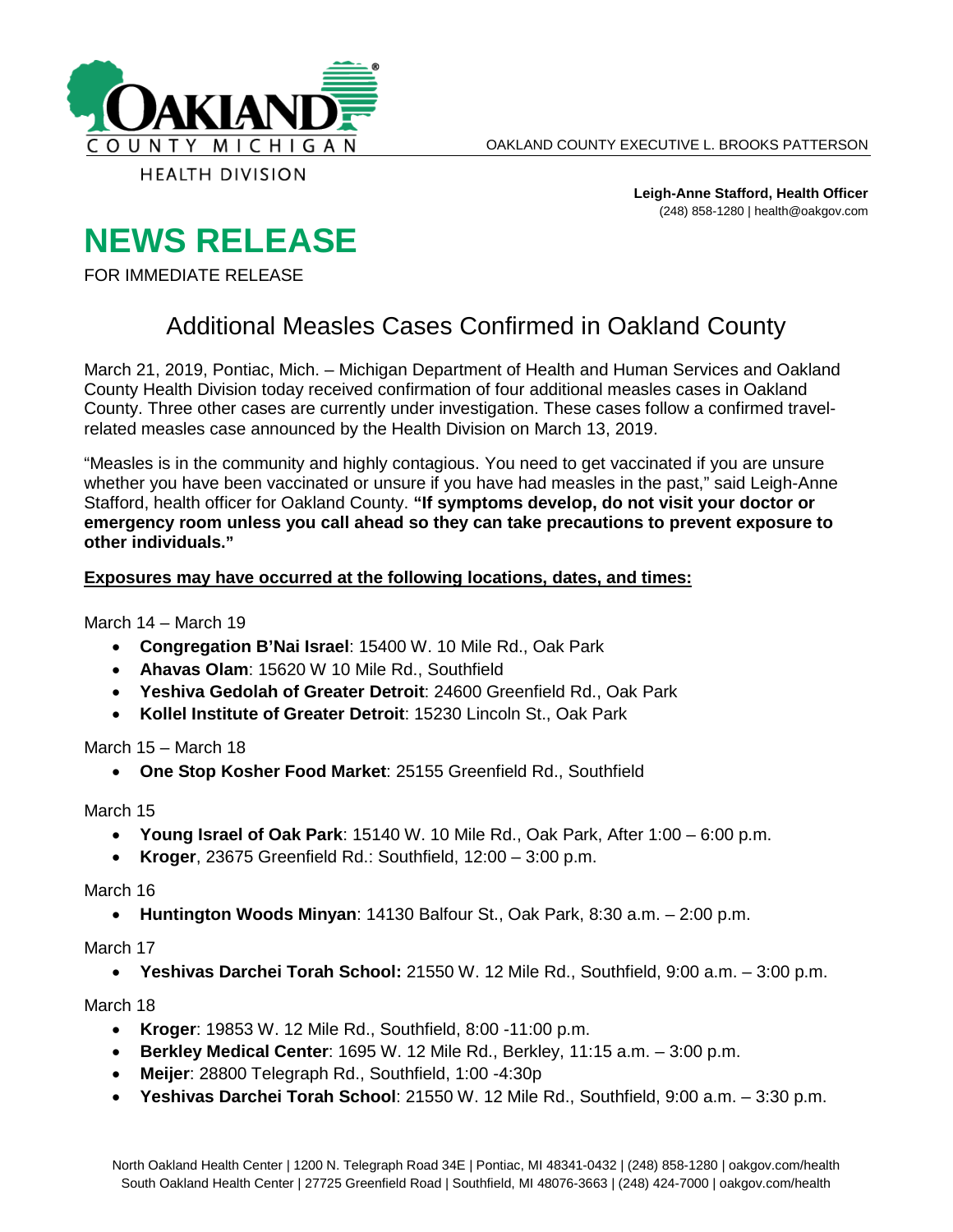OAKLAND COUNTY MICHIGAN

HEALTH DIVISION

OAKLAND COUNTY EXECUTIVE L. BROOKS PATTERSON

**Leigh-Anne Stafford, Health Officer**
(248) 858-1280 | health@oakgov.com

# NEWS RELEASE

FOR IMMEDIATE RELEASE

## Additional Measles Cases Confirmed in Oakland County

March 21, 2019, Pontiac, Mich. – Michigan Department of Health and Human Services and Oakland County Health Division today received confirmation of four additional measles cases in Oakland County. Three other cases are currently under investigation. These cases follow a confirmed travel-related measles case announced by the Health Division on March 13, 2019.

"Measles is in the community and highly contagious. You need to get vaccinated if you are unsure whether you have been vaccinated or unsure if you have had measles in the past," said Leigh-Anne Stafford, health officer for Oakland County. **"If symptoms develop, do not visit your doctor or emergency room unless you call ahead so they can take precautions to prevent exposure to other individuals."**

**Exposures may have occurred at the following locations, dates, and times:**

March 14 – March 19

- **Congregation B'Nai Israel**: 15400 W. 10 Mile Rd., Oak Park
- **Ahavas Olam**: 15620 W 10 Mile Rd., Southfield
- **Yeshiva Gedolah of Greater Detroit**: 24600 Greenfield Rd., Oak Park
- **Kollel Institute of Greater Detroit**: 15230 Lincoln St., Oak Park

March 15 – March 18

- **One Stop Kosher Food Market**: 25155 Greenfield Rd., Southfield

March 15

- **Young Israel of Oak Park**: 15140 W. 10 Mile Rd., Oak Park, After 1:00 – 6:00 p.m.
- **Kroger**, 23675 Greenfield Rd.: Southfield, 12:00 – 3:00 p.m.

March 16

- **Huntington Woods Minyan**: 14130 Balfour St., Oak Park, 8:30 a.m. – 2:00 p.m.

March 17

- **Yeshivas Darchei Torah School:** 21550 W. 12 Mile Rd., Southfield, 9:00 a.m. – 3:00 p.m.

March 18

- **Kroger**: 19853 W. 12 Mile Rd., Southfield, 8:00 -11:00 p.m.
- **Berkley Medical Center**: 1695 W. 12 Mile Rd., Berkley, 11:15 a.m. – 3:00 p.m.
- **Meijer**: 28800 Telegraph Rd., Southfield, 1:00 -4:30p
- **Yeshivas Darchei Torah School**: 21550 W. 12 Mile Rd., Southfield, 9:00 a.m. – 3:30 p.m.

North Oakland Health Center | 1200 N. Telegraph Road 34E | Pontiac, MI 48341-0432 | (248) 858-1280 | oakgov.com/health
South Oakland Health Center | 27725 Greenfield Road | Southfield, MI 48076-3663 | (248) 424-7000 | oakgov.com/health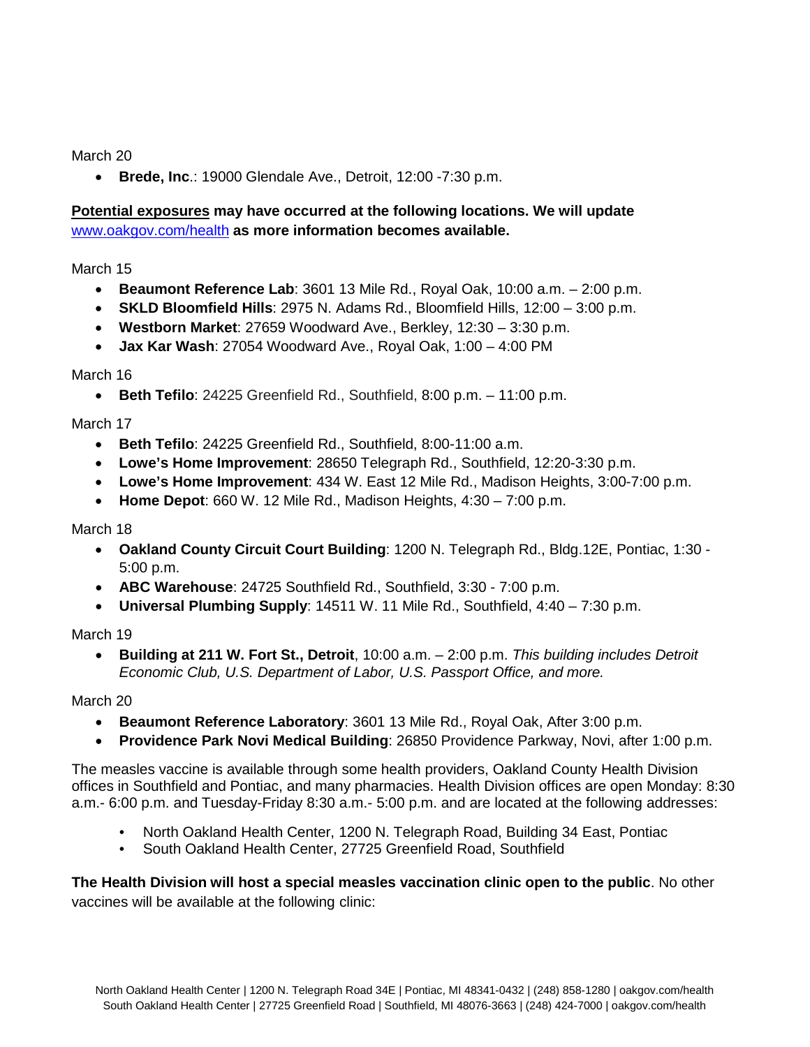March 20

- **Brede, Inc**.: 19000 Glendale Ave., Detroit, 12:00 -7:30 p.m.

**Potential exposures may have occurred at the following locations. We will update [www.oakgov.com/health](www.oakgov.com/health) as more information becomes available.**

March 15

- **Beaumont Reference Lab**: 3601 13 Mile Rd., Royal Oak, 10:00 a.m. – 2:00 p.m.
- **SKLD Bloomfield Hills**: 2975 N. Adams Rd., Bloomfield Hills, 12:00 – 3:00 p.m.
- **Westborn Market**: 27659 Woodward Ave., Berkley, 12:30 – 3:30 p.m.
- **Jax Kar Wash**: 27054 Woodward Ave., Royal Oak, 1:00 – 4:00 PM

March 16

- **Beth Tefilo**: 24225 Greenfield Rd., Southfield, 8:00 p.m. – 11:00 p.m.

March 17

- **Beth Tefilo**: 24225 Greenfield Rd., Southfield, 8:00-11:00 a.m.
- **Lowe's Home Improvement**: 28650 Telegraph Rd., Southfield, 12:20-3:30 p.m.
- **Lowe's Home Improvement**: 434 W. East 12 Mile Rd., Madison Heights, 3:00-7:00 p.m.
- **Home Depot**: 660 W. 12 Mile Rd., Madison Heights, 4:30 – 7:00 p.m.

March 18

- **Oakland County Circuit Court Building**: 1200 N. Telegraph Rd., Bldg.12E, Pontiac, 1:30 - 5:00 p.m.
- **ABC Warehouse**: 24725 Southfield Rd., Southfield, 3:30 - 7:00 p.m.
- **Universal Plumbing Supply**: 14511 W. 11 Mile Rd., Southfield, 4:40 – 7:30 p.m.

March 19

- **Building at 211 W. Fort St., Detroit**, 10:00 a.m. – 2:00 p.m. *This building includes Detroit Economic Club, U.S. Department of Labor, U.S. Passport Office, and more.*

March 20

- **Beaumont Reference Laboratory**: 3601 13 Mile Rd., Royal Oak, After 3:00 p.m.
- **Providence Park Novi Medical Building**: 26850 Providence Parkway, Novi, after 1:00 p.m.

The measles vaccine is available through some health providers, Oakland County Health Division offices in Southfield and Pontiac, and many pharmacies. Health Division offices are open Monday: 8:30 a.m.- 6:00 p.m. and Tuesday-Friday 8:30 a.m.- 5:00 p.m. and are located at the following addresses:

- North Oakland Health Center, 1200 N. Telegraph Road, Building 34 East, Pontiac
- South Oakland Health Center, 27725 Greenfield Road, Southfield

**The Health Division will host a special measles vaccination clinic open to the public**. No other vaccines will be available at the following clinic: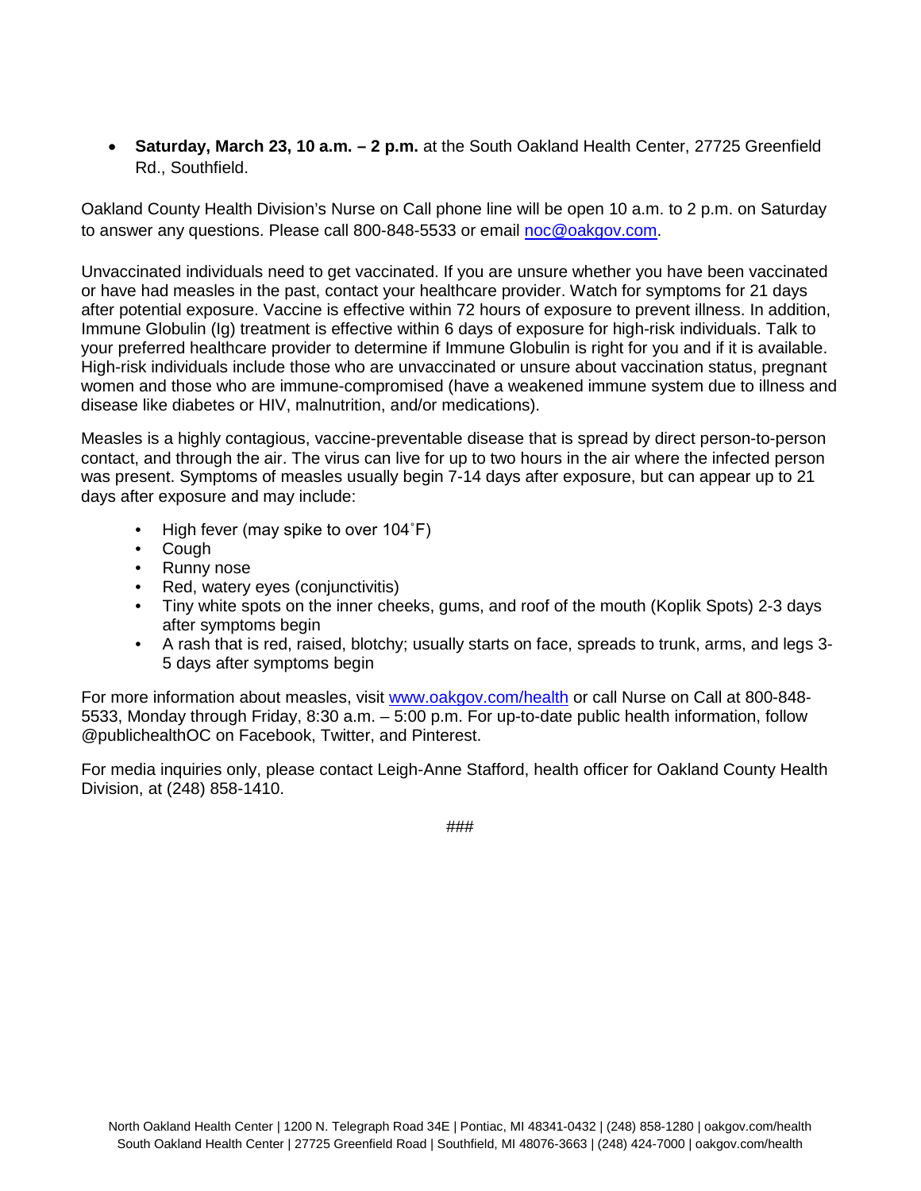- **Saturday, March 23, 10 a.m. – 2 p.m.** at the South Oakland Health Center, 27725 Greenfield Rd., Southfield.

Oakland County Health Division's Nurse on Call phone line will be open 10 a.m. to 2 p.m. on Saturday to answer any questions. Please call 800-848-5533 or email noc@oakgov.com.

Unvaccinated individuals need to get vaccinated. If you are unsure whether you have been vaccinated or have had measles in the past, contact your healthcare provider. Watch for symptoms for 21 days after potential exposure. Vaccine is effective within 72 hours of exposure to prevent illness. In addition, Immune Globulin (Ig) treatment is effective within 6 days of exposure for high-risk individuals. Talk to your preferred healthcare provider to determine if Immune Globulin is right for you and if it is available. High-risk individuals include those who are unvaccinated or unsure about vaccination status, pregnant women and those who are immune-compromised (have a weakened immune system due to illness and disease like diabetes or HIV, malnutrition, and/or medications).

Measles is a highly contagious, vaccine-preventable disease that is spread by direct person-to-person contact, and through the air. The virus can live for up to two hours in the air where the infected person was present. Symptoms of measles usually begin 7-14 days after exposure, but can appear up to 21 days after exposure and may include:

- High fever (may spike to over 104˚F)
- Cough
- Runny nose
- Red, watery eyes (conjunctivitis)
- Tiny white spots on the inner cheeks, gums, and roof of the mouth (Koplik Spots) 2-3 days after symptoms begin
- A rash that is red, raised, blotchy; usually starts on face, spreads to trunk, arms, and legs 3-5 days after symptoms begin

For more information about measles, visit www.oakgov.com/health or call Nurse on Call at 800-848-5533, Monday through Friday, 8:30 a.m. – 5:00 p.m. For up-to-date public health information, follow @publichealthOC on Facebook, Twitter, and Pinterest.

For media inquiries only, please contact Leigh-Anne Stafford, health officer for Oakland County Health Division, at (248) 858-1410.

###

North Oakland Health Center | 1200 N. Telegraph Road 34E | Pontiac, MI 48341-0432 | (248) 858-1280 | oakgov.com/health
South Oakland Health Center | 27725 Greenfield Road | Southfield, MI 48076-3663 | (248) 424-7000 | oakgov.com/health